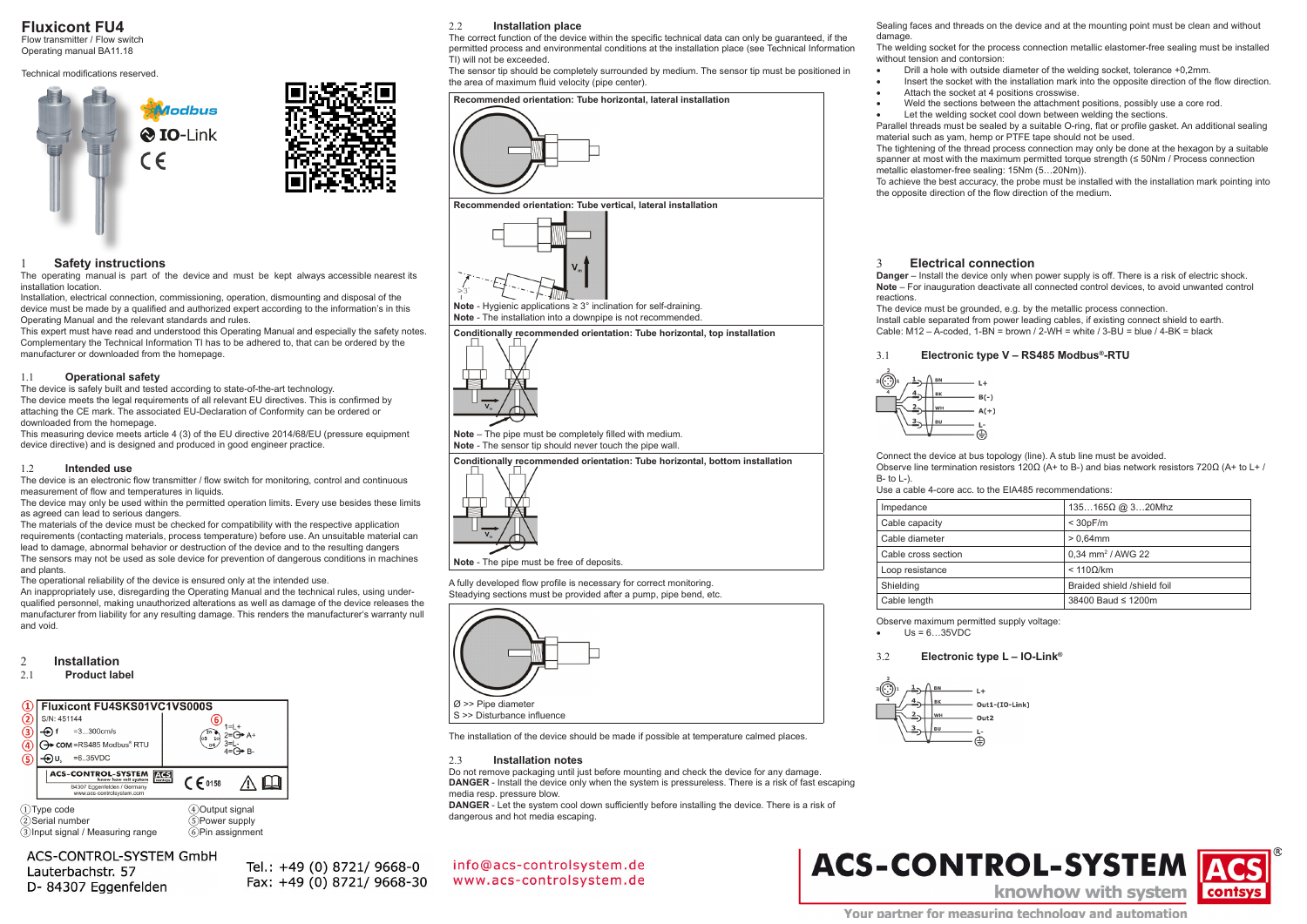# Fluxicont FU4

Flow transmitter / Flow switch
Operating manual BA11.18

Technical modifications reserved.

## 1 Safety instructions

The operating manual is part of the device and must be kept always accessible nearest its installation location.
Installation, electrical connection, commissioning, operation, dismounting and disposal of the device must be made by a qualified and authorized expert according to the information's in this Operating Manual and the relevant standards and rules.
This expert must have read and understood this Operating Manual and especially the safety notes. Complementary the Technical Information TI has to be adhered to, that can be ordered by the manufacturer or downloaded from the homepage.

### 1.1 Operational safety

The device is safely built and tested according to state-of-the-art technology.
The device meets the legal requirements of all relevant EU directives. This is confirmed by attaching the CE mark. The associated EU-Declaration of Conformity can be ordered or downloaded from the homepage.
This measuring device meets article 4 (3) of the EU directive 2014/68/EU (pressure equipment device directive) and is designed and produced in good engineer practice.

### 1.2 Intended use

The device is an electronic flow transmitter / flow switch for monitoring, control and continuous measurement of flow and temperatures in liquids.
The device may only be used within the permitted operation limits. Every use besides these limits as agreed can lead to serious dangers.
The materials of the device must be checked for compatibility with the respective application requirements (contacting materials, process temperature) before use. An unsuitable material can lead to damage, abnormal behavior or destruction of the device and to the resulting dangers
The sensors may not be used as sole device for prevention of dangerous conditions in machines and plants.
The operational reliability of the device is ensured only at the intended use.
An inappropriately use, disregarding the Operating Manual and the technical rules, using under-qualified personnel, making unauthorized alterations as well as damage of the device releases the manufacturer from liability for any resulting damage. This renders the manufacturer's warranty null and void.

## 2 Installation

### 2.1 Product label

① **Fluxicont FU4SKS01VC1VS000S**
② S/N: 451144
③ f =3...300cm/s
④ COM =RS485 Modbus® RTU
⑤ $U_s$ =6..35VDC
⑥ 1=L+, 2= A+, 3=L-, 4= B-

ACS-CONTROL-SYSTEM, 84307 Eggenfelden / Germany, www.acs-controlsystem.com, CE 0158

① Type code
② Serial number
③ Input signal / Measuring range
④ Output signal
⑤ Power supply
⑥ Pin assignment

### 2.2 Installation place

The correct function of the device within the specific technical data can only be guaranteed, if the permitted process and environmental conditions at the installation place (see Technical Information TI) will not be exceeded.
The sensor tip should be completely surrounded by medium. The sensor tip must be positioned in the area of maximum fluid velocity (pipe center).

**Recommended orientation: Tube horizontal, lateral installation**

**Recommended orientation: Tube vertical, lateral installation**

**Note** - Hygienic applications ≥ 3° inclination for self-draining.
**Note** - The installation into a downpipe is not recommended.

**Conditionally recommended orientation: Tube horizontal, top installation**

**Note** – The pipe must be completely filled with medium.
**Note** - The sensor tip should never touch the pipe wall.

**Conditionally recommended orientation: Tube horizontal, bottom installation**

**Note** - The pipe must be free of deposits.

A fully developed flow profile is necessary for correct monitoring.
Steadying sections must be provided after a pump, pipe bend, etc.

Ø >> Pipe diameter
S >> Disturbance influence

The installation of the device should be made if possible at temperature calmed places.

### 2.3 Installation notes

Do not remove packaging until just before mounting and check the device for any damage.
**DANGER** - Install the device only when the system is pressureless. There is a risk of fast escaping media resp. pressure blow.
**DANGER** - Let the sensor cool down sufficiently before installing the device. There is a risk of dangerous and hot media escaping.

Sealing faces and threads on the device and at the mounting point must be clean and without damage.
The welding socket for the process connection metallic elastomer-free sealing must be installed without tension and contorsion:

- Drill a hole with outside diameter of the welding socket, tolerance +0,2mm.
- Insert the socket with the installation mark into the opposite direction of the flow direction.
- Attach the socket at 4 positions crosswise.
- Weld the sections between the attachment positions, possibly use a core rod.
- Let the welding socket cool down between welding the sections.

Parallel threads must be sealed by a suitable O-ring, flat or profile gasket. An additional sealing material such as yarn, hemp or PTFE tape should not be used.
The tightening of the thread process connection may only be done at the hexagon by a suitable spanner at most with the maximum permitted torque strength (≤ 50Nm / Process connection metallic elastomer-free sealing: 15Nm (5…20Nm)).
To achieve the best accuracy, the probe must be installed with the installation mark pointing into the opposite direction of the flow direction of the medium.

## 3 Electrical connection

**Danger** – Install the device only when power supply is off. There is a risk of electric shock.
**Note** – For inauguration deactivate all connected control devices, to avoid unwanted control reactions.
The device must be grounded, e.g. by the metallic process connection.
Install cable separated from power leading cables, if existing connect shield to earth.
Cable: M12 – A-coded, 1-BN = brown / 2-WH = white / 3-BU = blue / 4-BK = black

### 3.1 Electronic type V – RS485 Modbus®-RTU

1 BN – L+
4 BK – B(-)
2 WH – A(+)
3 BU – L-

Connect the device at bus topology (line). A stub line must be avoided.
Observe line termination resistors 120Ω (A+ to B-) and bias network resistors 720Ω (A+ to L+ / B- to L-).
Use a cable 4-core acc. to the EIA485 recommendations:

| | |
|---|---|
| Impedance | 135…165Ω @ 3…20Mhz |
| Cable capacity | < 30pF/m |
| Cable diameter | > 0,64mm |
| Cable cross section | 0,34 mm² / AWG 22 |
| Loop resistance | < 110Ω/km |
| Shielding | Braided shield /shield foil |
| Cable length | 38400 Baud ≤ 1200m |

Observe maximum permitted supply voltage:

- Us = 6…35VDC

### 3.2 Electronic type L – IO-Link®

1 BN – L+
4 BK – Out1-(IO-Link)
2 WH – Out2
3 BU – L-

ACS-CONTROL-SYSTEM GmbH
Lauterbachstr. 57
D- 84307 Eggenfelden

Tel.: +49 (0) 8721/ 9668-0
Fax: +49 (0) 8721/ 9668-30

info@acs-controlsystem.de
www.acs-controlsystem.de

ACS-CONTROL-SYSTEM knowhow with system
Your partner for measuring technology and automation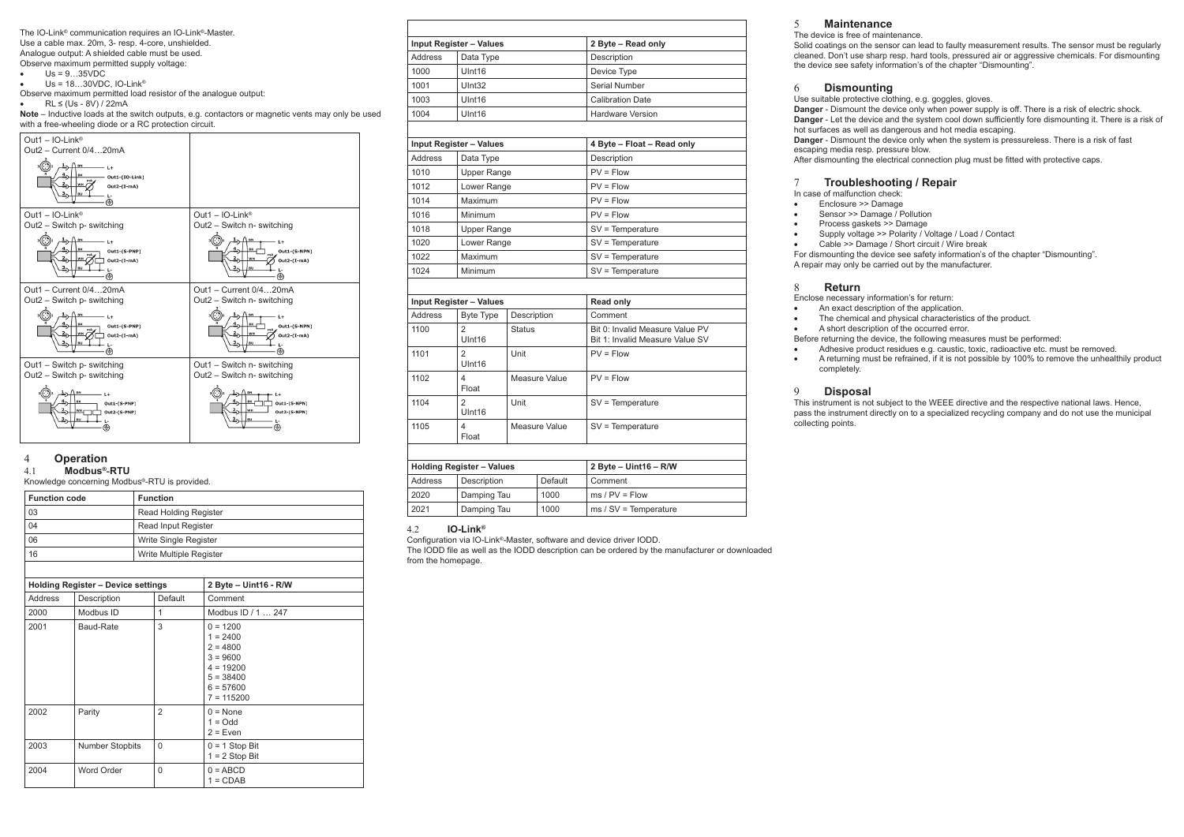The IO-Link® communication requires an IO-Link®-Master.
Use a cable max. 20m, 3- resp. 4-core, unshielded.
Analogue output: A shielded cable must be used.
Observe maximum permitted supply voltage:

- Us = 9…35VDC
- Us = 18…30VDC, IO-Link®

Observe maximum permitted load resistor of the analogue output:

- RL ≤ (Us - 8V) / 22mA

**Note** – Inductive loads at the switch outputs, e.g. contactors or magnetic vents may only be used with a free-wheeling diode or a RC protection circuit.

| | |
|---|---|
| Out1 – IO-Link®<br>Out2 – Current 0/4…20mA<br>L+ / Out1-(IO-Link) / Out2-(I-mA) / L- | |
| Out1 – IO-Link®<br>Out2 – Switch p- switching<br>L+ / Out1-(S-PNP) / Out2-(I-mA) / L- | Out1 – IO-Link®<br>Out2 – Switch n- switching<br>L+ / Out1-(S-NPN) / Out2-(I-mA) / L- |
| Out1 – Current 0/4…20mA<br>Out2 – Switch p- switching<br>L+ / Out1-(S-PNP) / Out2-(I-mA) / L- | Out1 – Current 0/4…20mA<br>Out2 – Switch n- switching<br>L+ / Out1-(S-NPN) / Out2-(I-mA) / L- |
| Out1 – Switch p- switching<br>Out2 – Switch p- switching<br>L+ / Out1-(S-PNP) / Out2-(S-PNP) / L- | Out1 – Switch n- switching<br>Out2 – Switch n- switching<br>L+ / Out1-(S-NPN) / Out2-(S-NPN) / L- |

# 4 Operation

## 4.1 Modbus®-RTU

Knowledge concerning Modbus®-RTU is provided.

| Function code | Function |
|---|---|
| 03 | Read Holding Register |
| 04 | Read Input Register |
| 06 | Write Single Register |
| 16 | Write Multiple Register |

| Holding Register – Device settings | | | 2 Byte – Uint16 - R/W |
|---|---|---|---|
| Address | Description | Default | Comment |
| 2000 | Modbus ID | 1 | Modbus ID / 1 … 247 |
| 2001 | Baud-Rate | 3 | 0 = 1200<br>1 = 2400<br>2 = 4800<br>3 = 9600<br>4 = 19200<br>5 = 38400<br>6 = 57600<br>7 = 115200 |
| 2002 | Parity | 2 | 0 = None<br>1 = Odd<br>2 = Even |
| 2003 | Number Stopbits | 0 | 0 = 1 Stop Bit<br>1 = 2 Stop Bit |
| 2004 | Word Order | 0 | 0 = ABCD<br>1 = CDAB |

| Input Register – Values | | 2 Byte – Read only |
|---|---|---|
| Address | Data Type | Description |
| 1000 | UInt16 | Device Type |
| 1001 | UInt32 | Serial Number |
| 1003 | UInt16 | Calibration Date |
| 1004 | UInt16 | Hardware Version |

| Input Register – Values | | 4 Byte – Float – Read only |
|---|---|---|
| Address | Data Type | Description |
| 1010 | Upper Range | PV = Flow |
| 1012 | Lower Range | PV = Flow |
| 1014 | Maximum | PV = Flow |
| 1016 | Minimum | PV = Flow |
| 1018 | Upper Range | SV = Temperature |
| 1020 | Lower Range | SV = Temperature |
| 1022 | Maximum | SV = Temperature |
| 1024 | Minimum | SV = Temperature |

| Input Register – Values | | | Read only |
|---|---|---|---|
| Address | Byte Type | Description | Comment |
| 1100 | 2<br>UInt16 | Status | Bit 0: Invalid Measure Value PV<br>Bit 1: Invalid Measure Value SV |
| 1101 | 2<br>UInt16 | Unit | PV = Flow |
| 1102 | 4<br>Float | Measure Value | PV = Flow |
| 1104 | 2<br>UInt16 | Unit | SV = Temperature |
| 1105 | 4<br>Float | Measure Value | SV = Temperature |

| Holding Register – Values | | 2 Byte – Uint16 – R/W |
|---|---|---|
| Address | Description | Default | Comment |
| 2020 | Damping Tau | 1000 | ms / PV = Flow |
| 2021 | Damping Tau | 1000 | ms / SV = Temperature |

## 4.2 IO-Link®

Configuration via IO-Link®-Master, software and device driver IODD.
The IODD file as well as the IODD description can be ordered by the manufacturer or downloaded from the homepage.

# 5 Maintenance

The device is free of maintenance.
Solid coatings on the sensor can lead to faulty measurement results. The sensor must be regularly cleaned. Don't use sharp resp. hard tools, pressured air or aggressive chemicals. For dismounting the device see safety information's of the chapter "Dismounting".

# 6 Dismounting

Use suitable protective clothing, e.g. goggles, gloves.
**Danger** - Dismount the device only when power supply is off. There is a risk of electric shock.
**Danger** - Let the device and the system cool down sufficiently fore dismounting it. There is a risk of hot surfaces as well as dangerous and hot media escaping.
**Danger** - Dismount the device only when the system is pressureless. There is a risk of fast escaping media resp. pressure blow.
After dismounting the electrical connection plug must be fitted with protective caps.

# 7 Troubleshooting / Repair

In case of malfunction check:

- Enclosure >> Damage
- Sensor >> Damage / Pollution
- Process gaskets >> Damage
- Supply voltage >> Polarity / Voltage / Load / Contact
- Cable >> Damage / Short circuit / Wire break

For dismounting the device see safety information's of the chapter "Dismounting".
A repair may only be carried out by the manufacturer.

# 8 Return

Enclose necessary information's for return:

- An exact description of the application.
- The chemical and physical characteristics of the product.
- A short description of the occurred error.

Before returning the device, the following measures must be performed:

- Adhesive product residues e.g. caustic, toxic, radioactive etc. must be removed.
- A returning must be refrained, if it is not possible by 100% to remove the unhealthily product completely.

# 9 Disposal

This instrument is not subject to the WEEE directive and the respective national laws. Hence, pass the instrument directly on to a specialized recycling company and do not use the municipal collecting points.